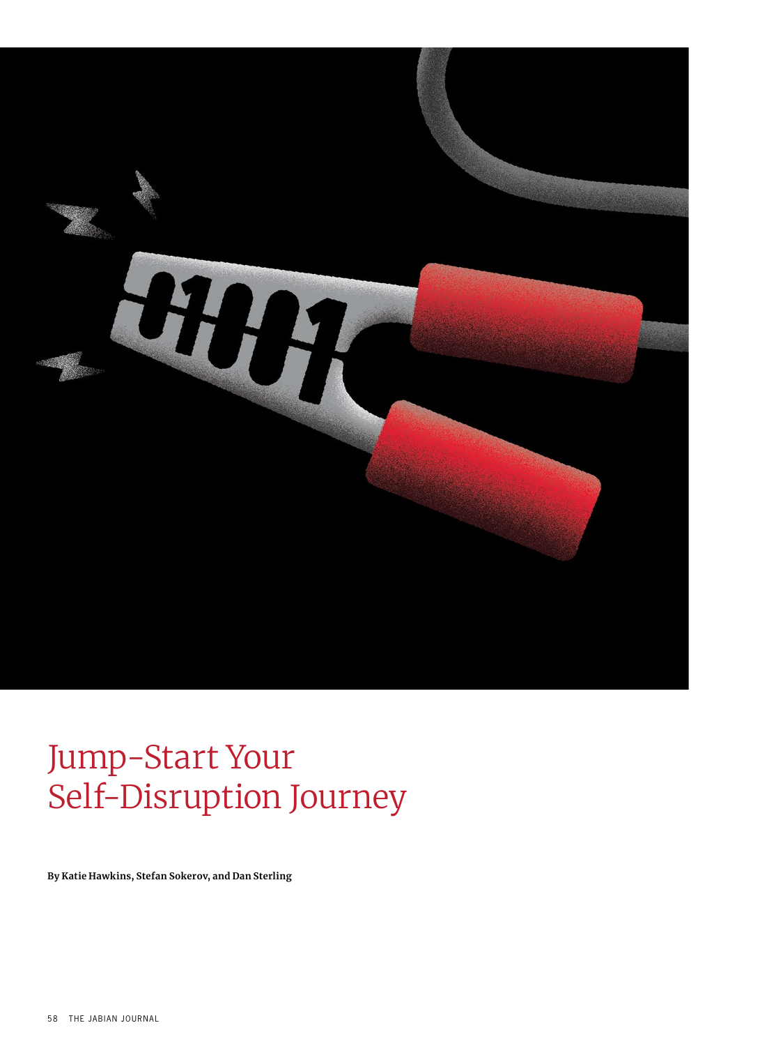# Jump-Start Your Self-Disruption Journey

**By Katie Hawkins, Stefan Sokerov, and Dan Sterling**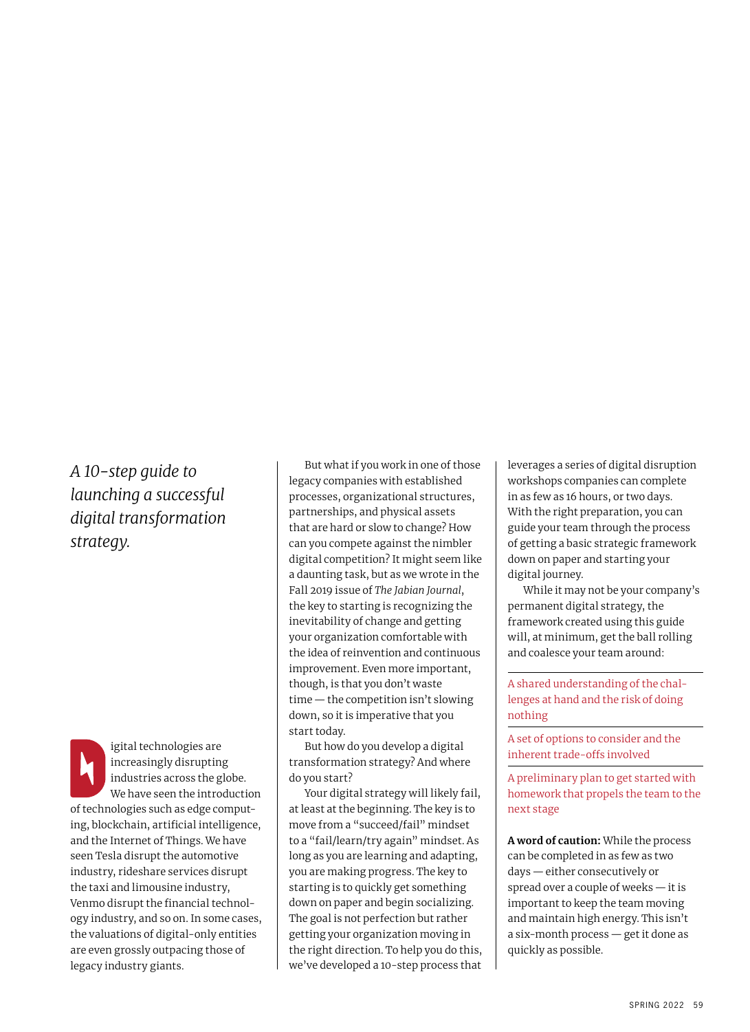*A 10-step guide to launching a successful digital transformation strategy.*

Digital technologies are increasingly disrupting industries across the globe. We have seen the introduction of technologies such as edge computing, blockchain, artificial intelligence, and the Internet of Things. We have seen Tesla disrupt the automotive industry, rideshare services disrupt the taxi and limousine industry, Venmo disrupt the financial technology industry, and so on. In some cases, the valuations of digital-only entities are even grossly outpacing those of legacy industry giants.

But what if you work in one of those legacy companies with established processes, organizational structures, partnerships, and physical assets that are hard or slow to change? How can you compete against the nimbler digital competition? It might seem like a daunting task, but as we wrote in the Fall 2019 issue of *The Jabian Journal*, the key to starting is recognizing the inevitability of change and getting your organization comfortable with the idea of reinvention and continuous improvement. Even more important, though, is that you don't waste time — the competition isn't slowing down, so it is imperative that you start today.

But how do you develop a digital transformation strategy? And where do you start?

Your digital strategy will likely fail, at least at the beginning. The key is to move from a "succeed/fail" mindset to a "fail/learn/try again" mindset. As long as you are learning and adapting, you are making progress. The key to starting is to quickly get something down on paper and begin socializing. The goal is not perfection but rather getting your organization moving in the right direction. To help you do this, we've developed a 10-step process that leverages a series of digital disruption workshops companies can complete in as few as 16 hours, or two days. With the right preparation, you can guide your team through the process of getting a basic strategic framework down on paper and starting your digital journey.

While it may not be your company's permanent digital strategy, the framework created using this guide will, at minimum, get the ball rolling and coalesce your team around:

- A shared understanding of the challenges at hand and the risk of doing nothing
- A set of options to consider and the inherent trade-offs involved
- A preliminary plan to get started with homework that propels the team to the next stage

**A word of caution:** While the process can be completed in as few as two days — either consecutively or spread over a couple of weeks — it is important to keep the team moving and maintain high energy. This isn't a six-month process — get it done as quickly as possible.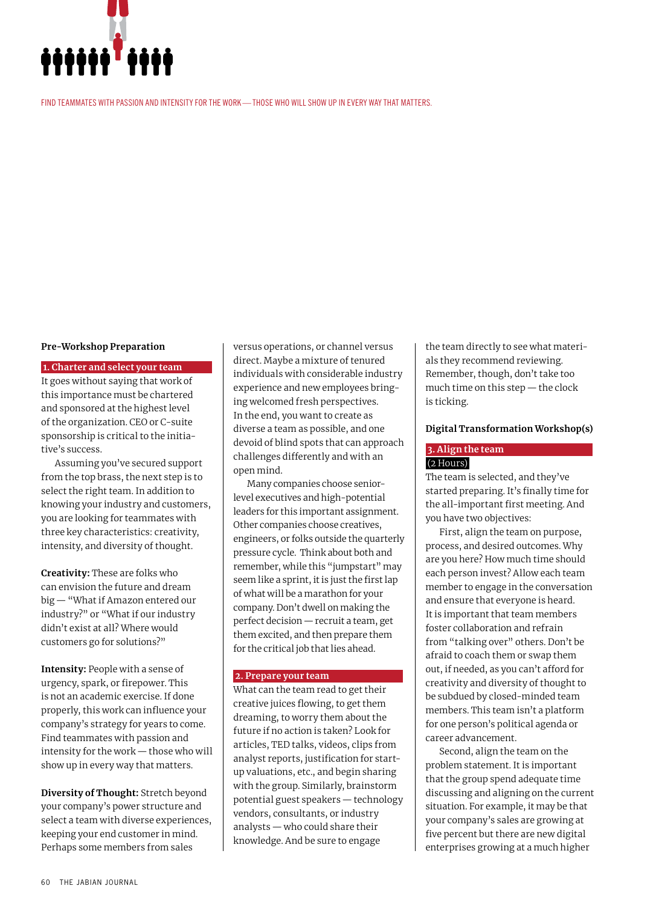FIND TEAMMATES WITH PASSION AND INTENSITY FOR THE WORK — THOSE WHO WILL SHOW UP IN EVERY WAY THAT MATTERS.

## Pre-Workshop Preparation

### 1. Charter and select your team

It goes without saying that work of this importance must be chartered and sponsored at the highest level of the organization. CEO or C-suite sponsorship is critical to the initiative's success.

Assuming you've secured support from the top brass, the next step is to select the right team. In addition to knowing your industry and customers, you are looking for teammates with three key characteristics: creativity, intensity, and diversity of thought.

**Creativity:** These are folks who can envision the future and dream big — "What if Amazon entered our industry?" or "What if our industry didn't exist at all? Where would customers go for solutions?"

**Intensity:** People with a sense of urgency, spark, or firepower. This is not an academic exercise. If done properly, this work can influence your company's strategy for years to come. Find teammates with passion and intensity for the work — those who will show up in every way that matters.

**Diversity of Thought:** Stretch beyond your company's power structure and select a team with diverse experiences, keeping your end customer in mind. Perhaps some members from sales versus operations, or channel versus direct. Maybe a mixture of tenured individuals with considerable industry experience and new employees bringing welcomed fresh perspectives. In the end, you want to create as diverse a team as possible, and one devoid of blind spots that can approach challenges differently and with an open mind.

Many companies choose senior-level executives and high-potential leaders for this important assignment. Other companies choose creatives, engineers, or folks outside the quarterly pressure cycle. Think about both and remember, while this "jumpstart" may seem like a sprint, it is just the first lap of what will be a marathon for your company. Don't dwell on making the perfect decision — recruit a team, get them excited, and then prepare them for the critical job that lies ahead.

### 2. Prepare your team

What can the team read to get their creative juices flowing, to get them dreaming, to worry them about the future if no action is taken? Look for articles, TED talks, videos, clips from analyst reports, justification for start-up valuations, etc., and begin sharing with the group. Similarly, brainstorm potential guest speakers — technology vendors, consultants, or industry analysts — who could share their knowledge. And be sure to engage the team directly to see what materials they recommend reviewing. Remember, though, don't take too much time on this step — the clock is ticking.

## Digital Transformation Workshop(s)

### 3. Align the team

(2 Hours)

The team is selected, and they've started preparing. It's finally time for the all-important first meeting. And you have two objectives:

First, align the team on purpose, process, and desired outcomes. Why are you here? How much time should each person invest? Allow each team member to engage in the conversation and ensure that everyone is heard. It is important that team members foster collaboration and refrain from "talking over" others. Don't be afraid to coach them or swap them out, if needed, as you can't afford for creativity and diversity of thought to be subdued by closed-minded team members. This team isn't a platform for one person's political agenda or career advancement.

Second, align the team on the problem statement. It is important that the group spend adequate time discussing and aligning on the current situation. For example, it may be that your company's sales are growing at five percent but there are new digital enterprises growing at a much higher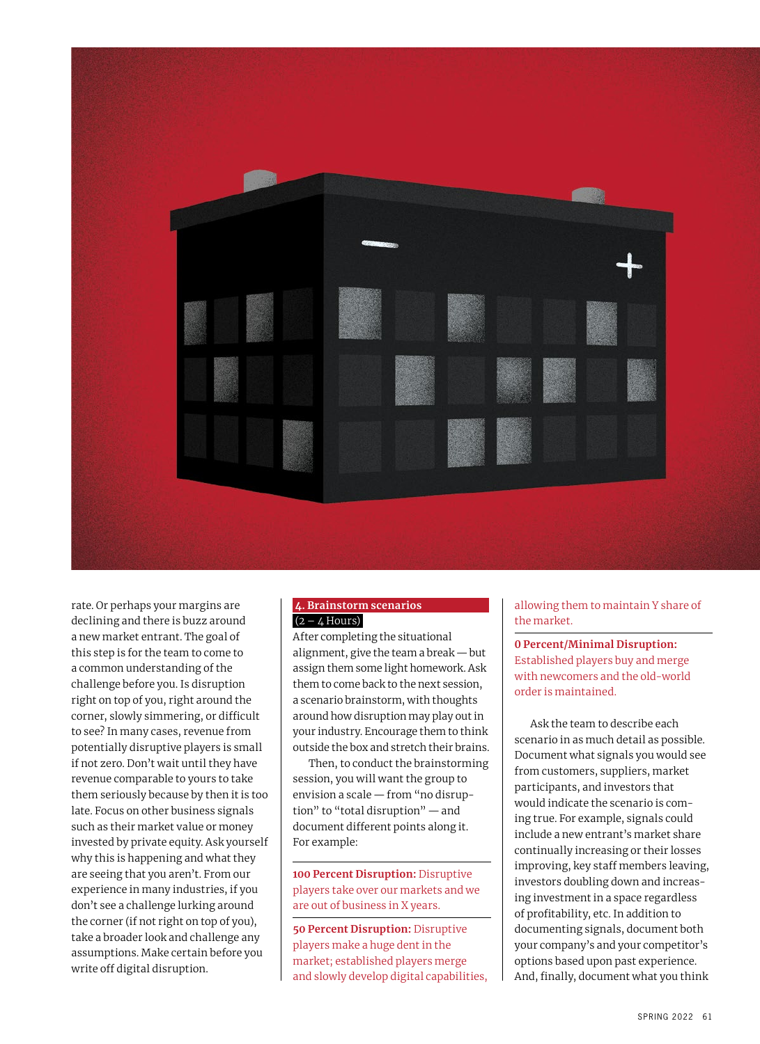rate. Or perhaps your margins are declining and there is buzz around a new market entrant. The goal of this step is for the team to come to a common understanding of the challenge before you. Is disruption right on top of you, right around the corner, slowly simmering, or difficult to see? In many cases, revenue from potentially disruptive players is small if not zero. Don't wait until they have revenue comparable to yours to take them seriously because by then it is too late. Focus on other business signals such as their market value or money invested by private equity. Ask yourself why this is happening and what they are seeing that you aren't. From our experience in many industries, if you don't see a challenge lurking around the corner (if not right on top of you), take a broader look and challenge any assumptions. Make certain before you write off digital disruption.

### 4. Brainstorm scenarios
(2 – 4 Hours)

After completing the situational alignment, give the team a break — but assign them some light homework. Ask them to come back to the next session, a scenario brainstorm, with thoughts around how disruption may play out in your industry. Encourage them to think outside the box and stretch their brains.

Then, to conduct the brainstorming session, you will want the group to envision a scale — from "no disruption" to "total disruption" — and document different points along it. For example:

**100 Percent Disruption:** Disruptive players take over our markets and we are out of business in X years.

**50 Percent Disruption:** Disruptive players make a huge dent in the market; established players merge and slowly develop digital capabilities, allowing them to maintain Y share of the market.

**0 Percent/Minimal Disruption:** Established players buy and merge with newcomers and the old-world order is maintained.

Ask the team to describe each scenario in as much detail as possible. Document what signals you would see from customers, suppliers, market participants, and investors that would indicate the scenario is coming true. For example, signals could include a new entrant's market share continually increasing or their losses improving, key staff members leaving, investors doubling down and increasing investment in a space regardless of profitability, etc. In addition to documenting signals, document both your company's and your competitor's options based upon past experience. And, finally, document what you think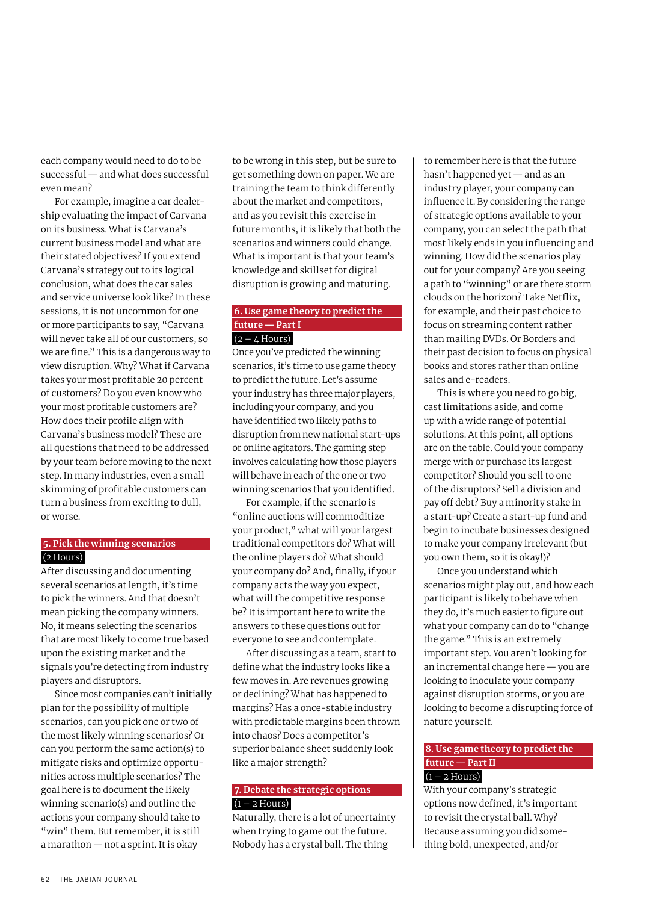each company would need to do to be successful — and what does successful even mean?

For example, imagine a car dealership evaluating the impact of Carvana on its business. What is Carvana's current business model and what are their stated objectives? If you extend Carvana's strategy out to its logical conclusion, what does the car sales and service universe look like? In these sessions, it is not uncommon for one or more participants to say, "Carvana will never take all of our customers, so we are fine." This is a dangerous way to view disruption. Why? What if Carvana takes your most profitable 20 percent of customers? Do you even know who your most profitable customers are? How does their profile align with Carvana's business model? These are all questions that need to be addressed by your team before moving to the next step. In many industries, even a small skimming of profitable customers can turn a business from exciting to dull, or worse.

### 5. Pick the winning scenarios

(2 Hours)

After discussing and documenting several scenarios at length, it's time to pick the winners. And that doesn't mean picking the company winners. No, it means selecting the scenarios that are most likely to come true based upon the existing market and the signals you're detecting from industry players and disruptors.

Since most companies can't initially plan for the possibility of multiple scenarios, can you pick one or two of the most likely winning scenarios? Or can you perform the same action(s) to mitigate risks and optimize opportunities across multiple scenarios? The goal here is to document the likely winning scenario(s) and outline the actions your company should take to "win" them. But remember, it is still a marathon — not a sprint. It is okay to be wrong in this step, but be sure to get something down on paper. We are training the team to think differently about the market and competitors, and as you revisit this exercise in future months, it is likely that both the scenarios and winners could change. What is important is that your team's knowledge and skillset for digital disruption is growing and maturing.

### 6. Use game theory to predict the future — Part I

(2 – 4 Hours)

Once you've predicted the winning scenarios, it's time to use game theory to predict the future. Let's assume your industry has three major players, including your company, and you have identified two likely paths to disruption from new national start-ups or online agitators. The gaming step involves calculating how those players will behave in each of the one or two winning scenarios that you identified.

For example, if the scenario is "online auctions will commoditize your product," what will your largest traditional competitors do? What will the online players do? What should your company do? And, finally, if your company acts the way you expect, what will the competitive response be? It is important here to write the answers to these questions out for everyone to see and contemplate.

After discussing as a team, start to define what the industry looks like a few moves in. Are revenues growing or declining? What has happened to margins? Has a once-stable industry with predictable margins been thrown into chaos? Does a competitor's superior balance sheet suddenly look like a major strength?

### 7. Debate the strategic options

(1 – 2 Hours)

Naturally, there is a lot of uncertainty when trying to game out the future. Nobody has a crystal ball. The thing to remember here is that the future hasn't happened yet — and as an industry player, your company can influence it. By considering the range of strategic options available to your company, you can select the path that most likely ends in you influencing and winning. How did the scenarios play out for your company? Are you seeing a path to "winning" or are there storm clouds on the horizon? Take Netflix, for example, and their past choice to focus on streaming content rather than mailing DVDs. Or Borders and their past decision to focus on physical books and stores rather than online sales and e-readers.

This is where you need to go big, cast limitations aside, and come up with a wide range of potential solutions. At this point, all options are on the table. Could your company merge with or purchase its largest competitor? Should you sell to one of the disruptors? Sell a division and pay off debt? Buy a minority stake in a start-up? Create a start-up fund and begin to incubate businesses designed to make your company irrelevant (but you own them, so it is okay!)?

Once you understand which scenarios might play out, and how each participant is likely to behave when they do, it's much easier to figure out what your company can do to "change the game." This is an extremely important step. You aren't looking for an incremental change here — you are looking to inoculate your company against disruption storms, or you are looking to become a disrupting force of nature yourself.

### 8. Use game theory to predict the future — Part II

(1 – 2 Hours)

With your company's strategic options now defined, it's important to revisit the crystal ball. Why? Because assuming you did something bold, unexpected, and/or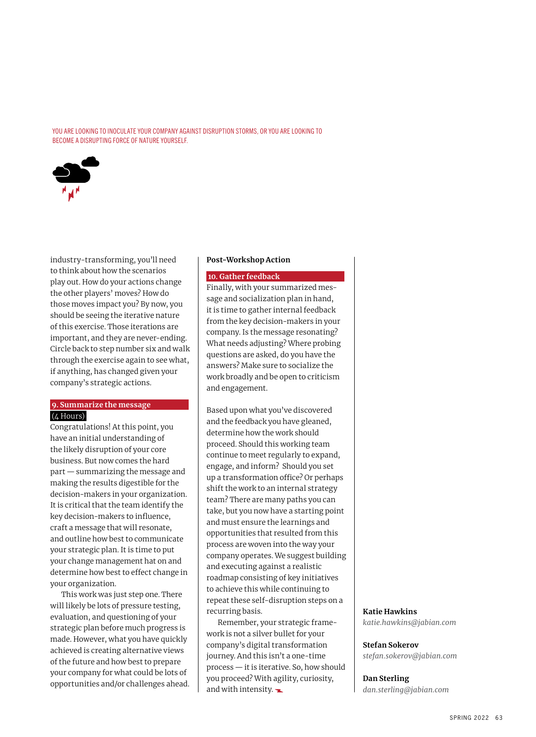YOU ARE LOOKING TO INOCULATE YOUR COMPANY AGAINST DISRUPTION STORMS, OR YOU ARE LOOKING TO BECOME A DISRUPTING FORCE OF NATURE YOURSELF.

industry-transforming, you'll need to think about how the scenarios play out. How do your actions change the other players' moves? How do those moves impact you? By now, you should be seeing the iterative nature of this exercise. Those iterations are important, and they are never-ending. Circle back to step number six and walk through the exercise again to see what, if anything, has changed given your company's strategic actions.

### 9. Summarize the message

(4 Hours)

Congratulations! At this point, you have an initial understanding of the likely disruption of your core business. But now comes the hard part — summarizing the message and making the results digestible for the decision-makers in your organization. It is critical that the team identify the key decision-makers to influence, craft a message that will resonate, and outline how best to communicate your strategic plan. It is time to put your change management hat on and determine how best to effect change in your organization.

This work was just step one. There will likely be lots of pressure testing, evaluation, and questioning of your strategic plan before much progress is made. However, what you have quickly achieved is creating alternative views of the future and how best to prepare your company for what could be lots of opportunities and/or challenges ahead.

## Post-Workshop Action

### 10. Gather feedback

Finally, with your summarized message and socialization plan in hand, it is time to gather internal feedback from the key decision-makers in your company. Is the message resonating? What needs adjusting? Where probing questions are asked, do you have the answers? Make sure to socialize the work broadly and be open to criticism and engagement.

Based upon what you've discovered and the feedback you have gleaned, determine how the work should proceed. Should this working team continue to meet regularly to expand, engage, and inform? Should you set up a transformation office? Or perhaps shift the work to an internal strategy team? There are many paths you can take, but you now have a starting point and must ensure the learnings and opportunities that resulted from this process are woven into the way your company operates. We suggest building and executing against a realistic roadmap consisting of key initiatives to achieve this while continuing to repeat these self-disruption steps on a recurring basis.

Remember, your strategic framework is not a silver bullet for your company's digital transformation journey. And this isn't a one-time process — it is iterative. So, how should you proceed? With agility, curiosity, and with intensity.

**Katie Hawkins**
*katie.hawkins@jabian.com*

**Stefan Sokerov**
*stefan.sokerov@jabian.com*

**Dan Sterling**
*dan.sterling@jabian.com*